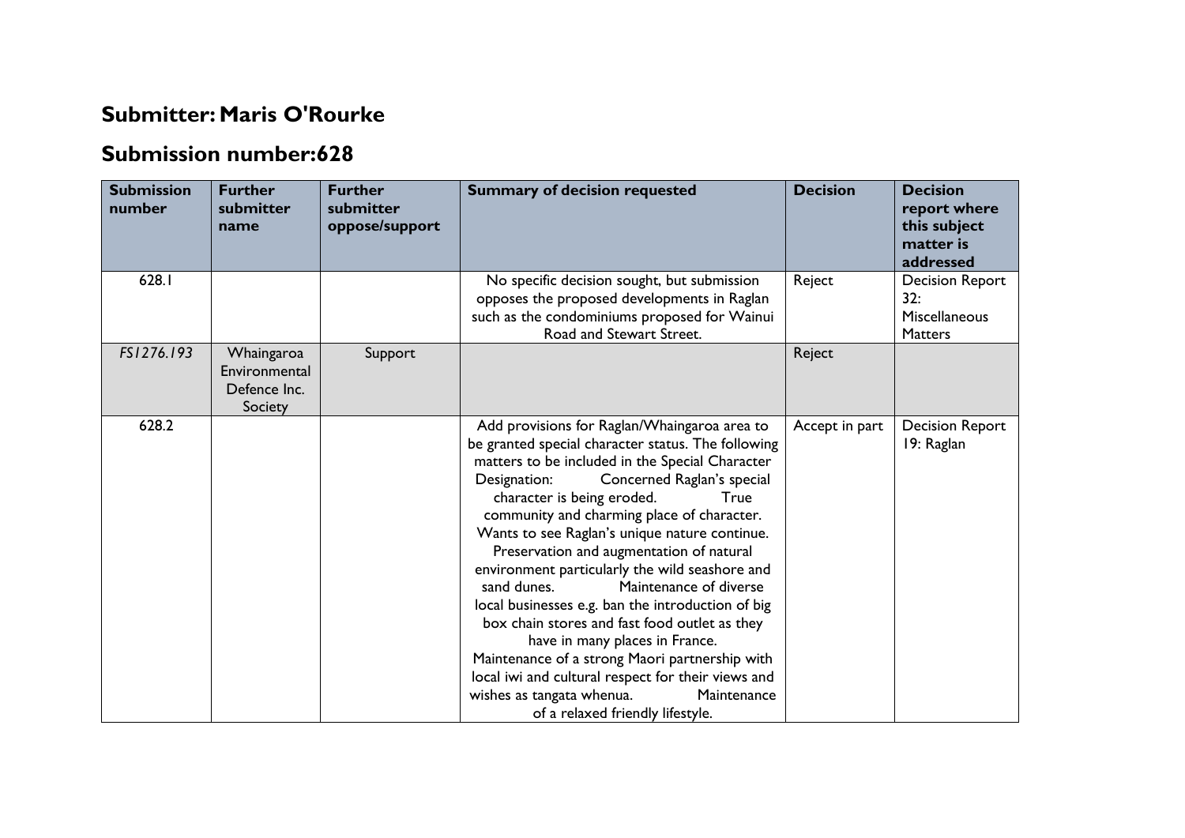## Submitter: Maris O'Rourke

## Submission number:628

| Submission number | Further submitter name | Further submitter oppose/support | Summary of decision requested | Decision | Decision report where this subject matter is addressed |
|---|---|---|---|---|---|
| 628.1 | | | No specific decision sought, but submission opposes the proposed developments in Raglan such as the condominiums proposed for Wainui Road and Stewart Street. | Reject | Decision Report 32: Miscellaneous Matters |
| *FS1276.193* | Whaingaroa Environmental Defence Inc. Society | Support | | Reject | |
| 628.2 | | | Add provisions for Raglan/Whaingaroa area to be granted special character status. The following matters to be included in the Special Character Designation: Concerned Raglan's special character is being eroded. True community and charming place of character. Wants to see Raglan's unique nature continue. Preservation and augmentation of natural environment particularly the wild seashore and sand dunes. Maintenance of diverse local businesses e.g. ban the introduction of big box chain stores and fast food outlet as they have in many places in France. Maintenance of a strong Maori partnership with local iwi and cultural respect for their views and wishes as tangata whenua. Maintenance of a relaxed friendly lifestyle. | Accept in part | Decision Report 19: Raglan |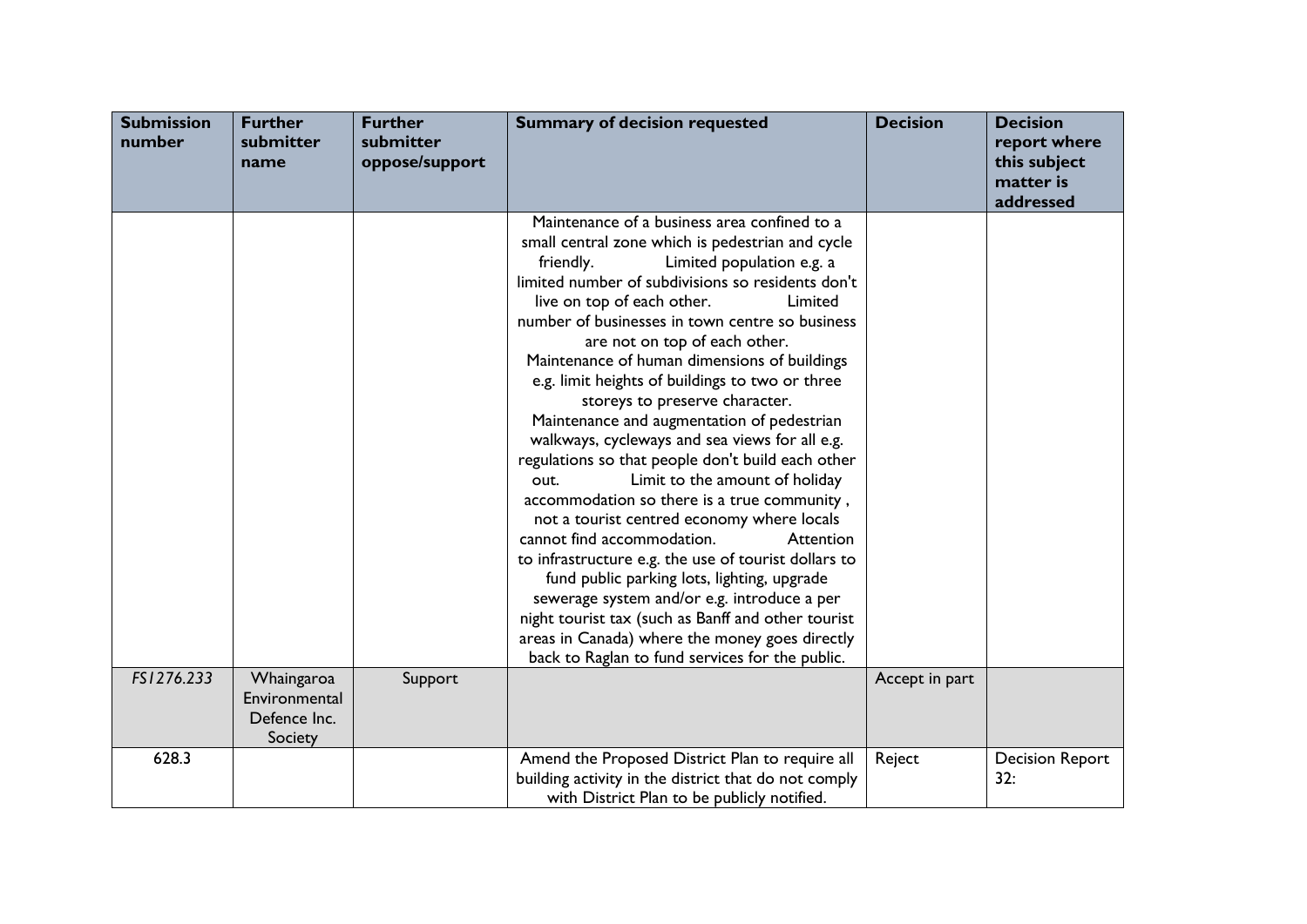| Submission number | Further submitter name | Further submitter oppose/support | Summary of decision requested | Decision | Decision report where this subject matter is addressed |
|---|---|---|---|---|---|
| | | | Maintenance of a business area confined to a small central zone which is pedestrian and cycle friendly. Limited population e.g. a limited number of subdivisions so residents don't live on top of each other. Limited number of businesses in town centre so business are not on top of each other. Maintenance of human dimensions of buildings e.g. limit heights of buildings to two or three storeys to preserve character. Maintenance and augmentation of pedestrian walkways, cycleways and sea views for all e.g. regulations so that people don't build each other out. Limit to the amount of holiday accommodation so there is a true community , not a tourist centred economy where locals cannot find accommodation. Attention to infrastructure e.g. the use of tourist dollars to fund public parking lots, lighting, upgrade sewerage system and/or e.g. introduce a per night tourist tax (such as Banff and other tourist areas in Canada) where the money goes directly back to Raglan to fund services for the public. | | |
| *FS1276.233* | Whaingaroa Environmental Defence Inc. Society | Support | | Accept in part | |
| 628.3 | | | Amend the Proposed District Plan to require all building activity in the district that do not comply with District Plan to be publicly notified. | Reject | Decision Report 32: |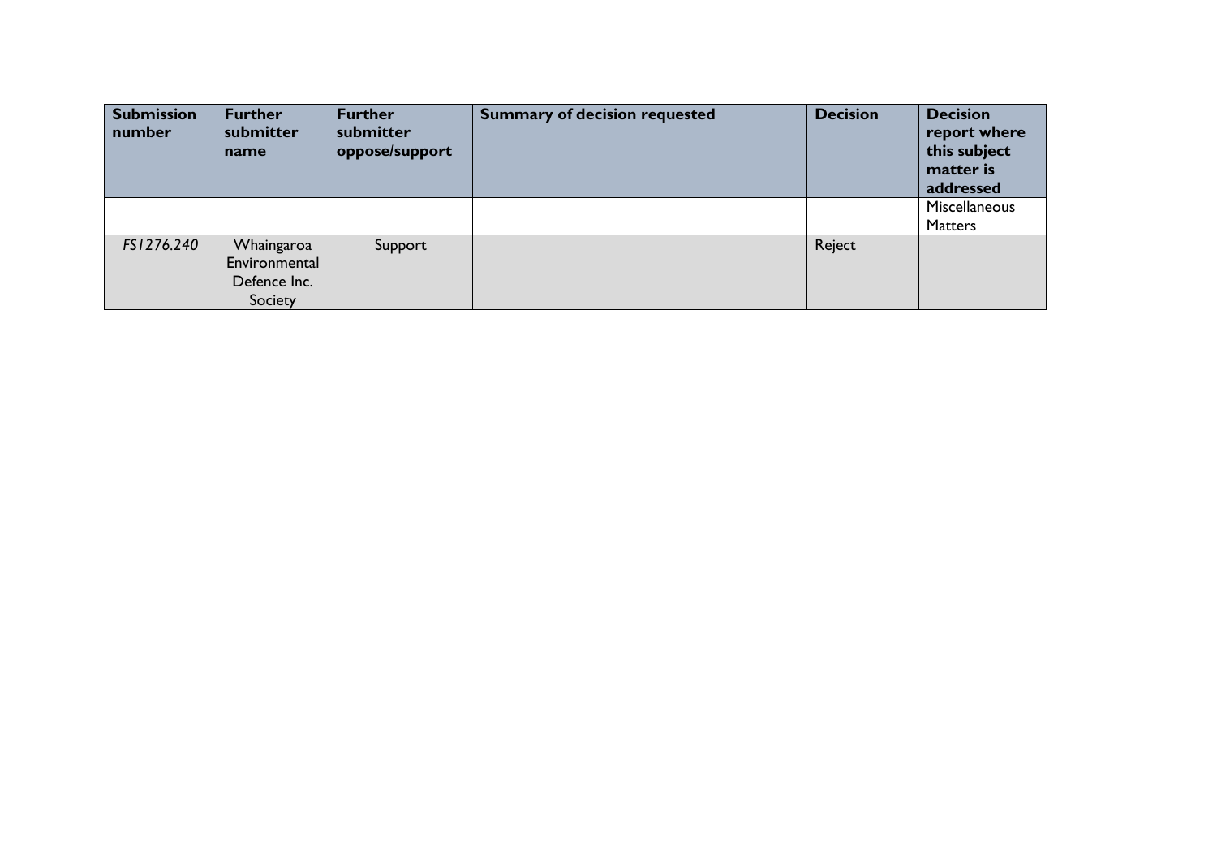| Submission number | Further submitter name | Further submitter oppose/support | Summary of decision requested | Decision | Decision report where this subject matter is addressed |
|---|---|---|---|---|---|
| | | | | | Miscellaneous Matters |
| *FS1276.240* | Whaingaroa Environmental Defence Inc. Society | Support | | Reject | |